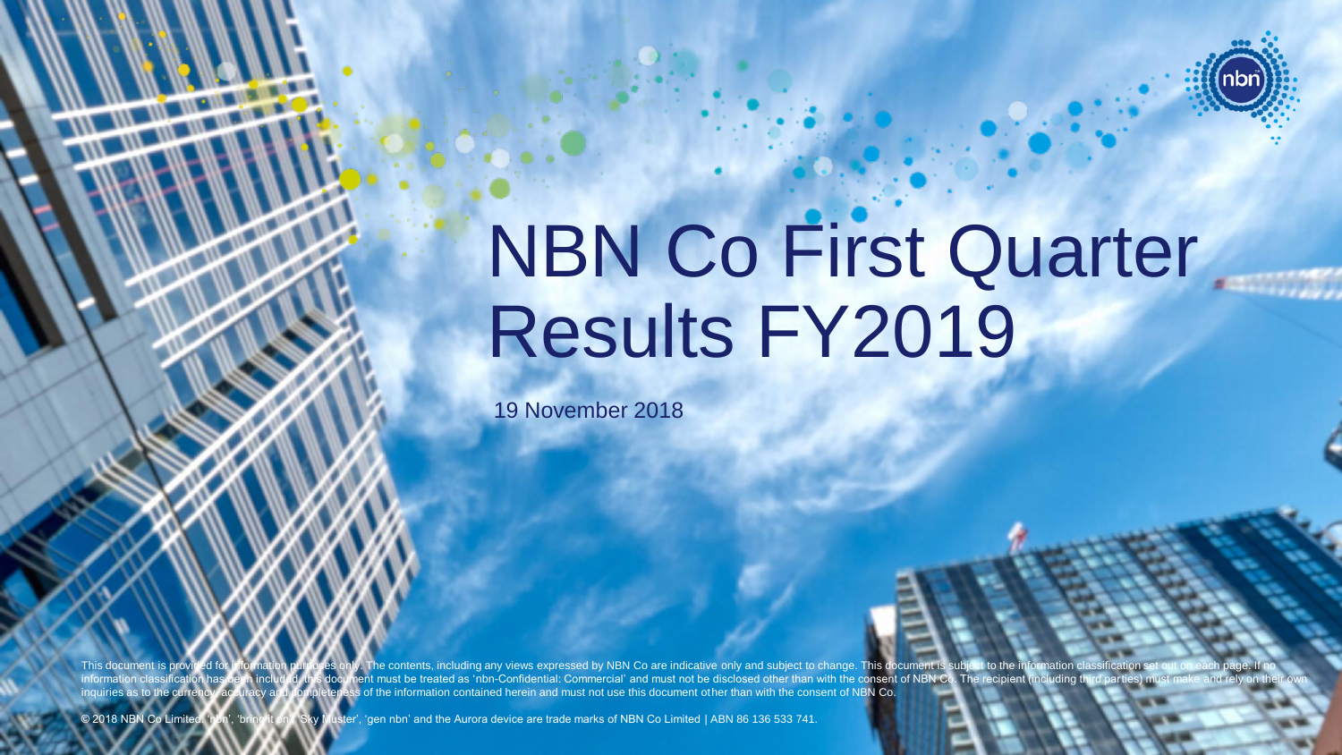# NBN Co First Quarter Results FY2019

19 November 2018

This document is provided for information purposes only. The contents, including any views expressed by NBN Co are indicative only and subject to change. This document is subject to the information classification set out on each page. If no information classification has been included, this document must be treated as 'nbn-Confidential: Commercial' and must not be disclosed other than with the consent of NBN Co. The recipient (including third parties) must make and rely on their own inquiries as to the currency, accuracy and completeness of the information contained herein and must not use this document other than with the consent of NBN Co.

© 2018 NBN Co Limited. 'nbn', 'bring it on', 'Sky Muster', 'gen nbn' and the Aurora device are trade marks of NBN Co Limited | ABN 86 136 533 741.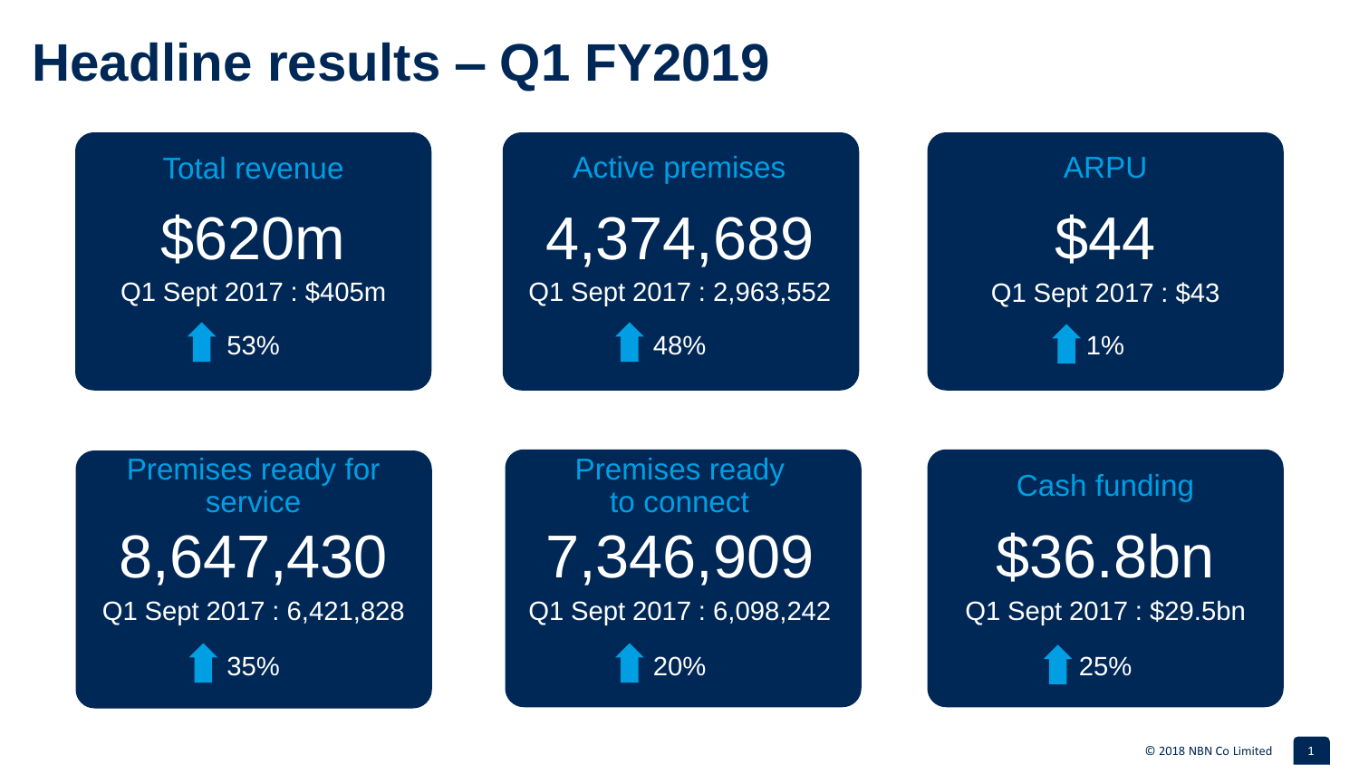# Headline results – Q1 FY2019

## Total revenue

$620m

Q1 Sept 2017 : $405m

⬆ 53%

## Active premises

4,374,689

Q1 Sept 2017 : 2,963,552

⬆ 48%

## ARPU

$44

Q1 Sept 2017 : $43

⬆ 1%

## Premises ready for service

8,647,430

Q1 Sept 2017 : 6,421,828

⬆ 35%

## Premises ready to connect

7,346,909

Q1 Sept 2017 : 6,098,242

⬆ 20%

## Cash funding

$36.8bn

Q1 Sept 2017 : $29.5bn

⬆ 25%

© 2018 NBN Co Limited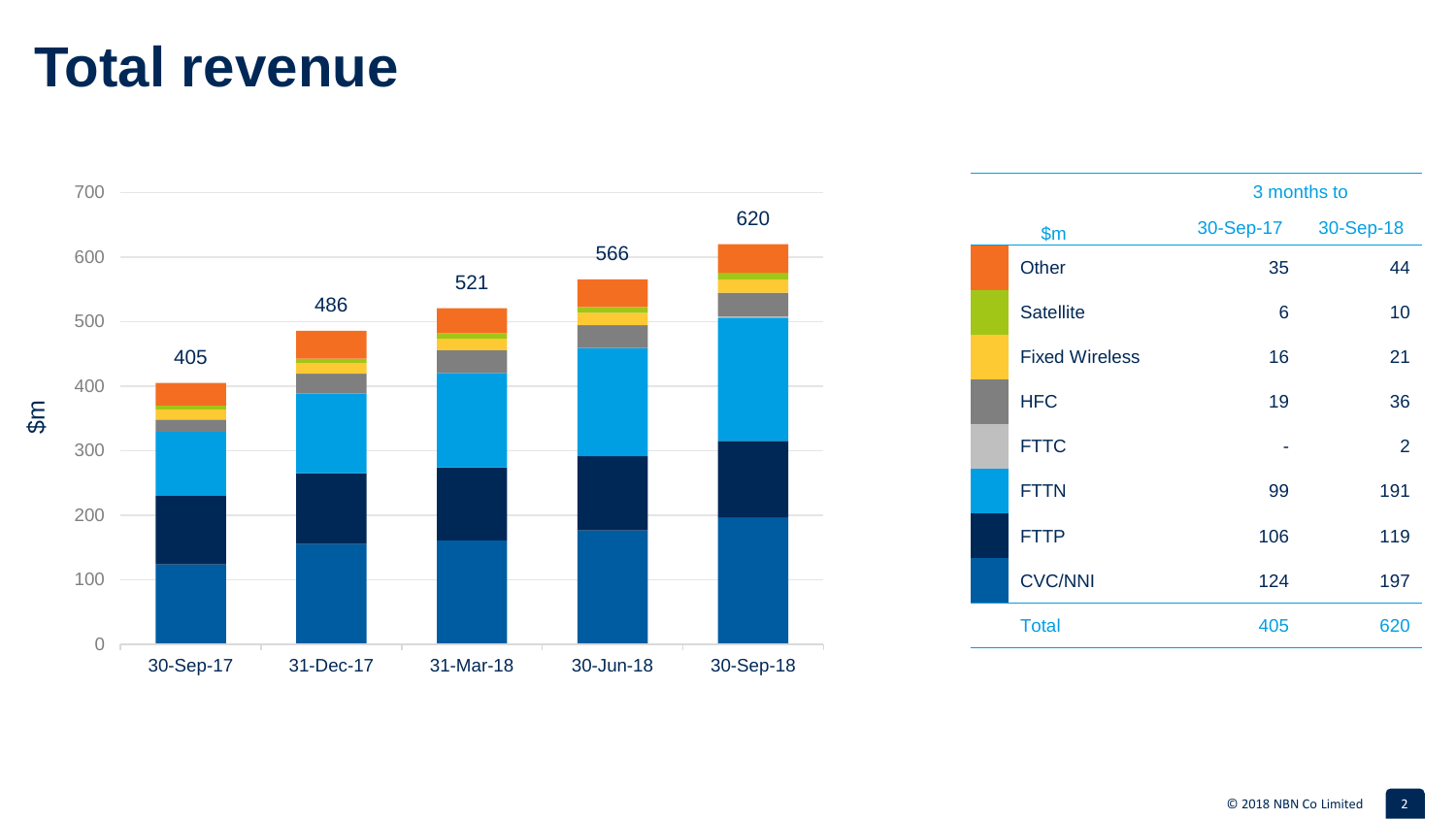# Total revenue

| | Period | |
|---|---|---|
| $m | 30-Sep-17 | 31-Dec-17 | 31-Mar-18 | 30-Jun-18 | 30-Sep-18 |
| Total | 405 | 486 | 521 | 566 | 620 |

| $m | 3 months to 30-Sep-17 | 3 months to 30-Sep-18 |
|---|---|---|
| Other | 35 | 44 |
| Satellite | 6 | 10 |
| Fixed Wireless | 16 | 21 |
| HFC | 19 | 36 |
| FTTC | - | 2 |
| FTTN | 99 | 191 |
| FTTP | 106 | 119 |
| CVC/NNI | 124 | 197 |
| Total | 405 | 620 |

© 2018 NBN Co Limited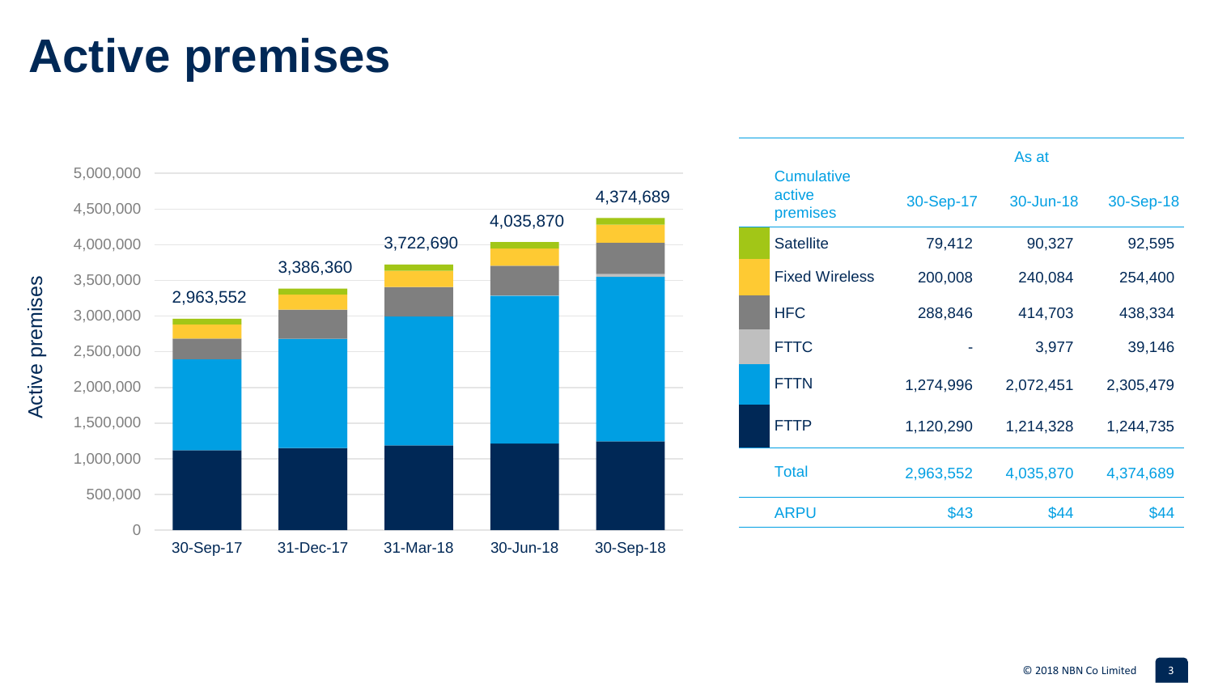# Active premises

| Cumulative active premises | As at 30-Sep-17 | As at 30-Jun-18 | As at 30-Sep-18 |
|---|---|---|---|
| Satellite | 79,412 | 90,327 | 92,595 |
| Fixed Wireless | 200,008 | 240,084 | 254,400 |
| HFC | 288,846 | 414,703 | 438,334 |
| FTTC | - | 3,977 | 39,146 |
| FTTN | 1,274,996 | 2,072,451 | 2,305,479 |
| FTTP | 1,120,290 | 1,214,328 | 1,244,735 |
| Total | 2,963,552 | 4,035,870 | 4,374,689 |
| ARPU | $43 | $44 | $44 |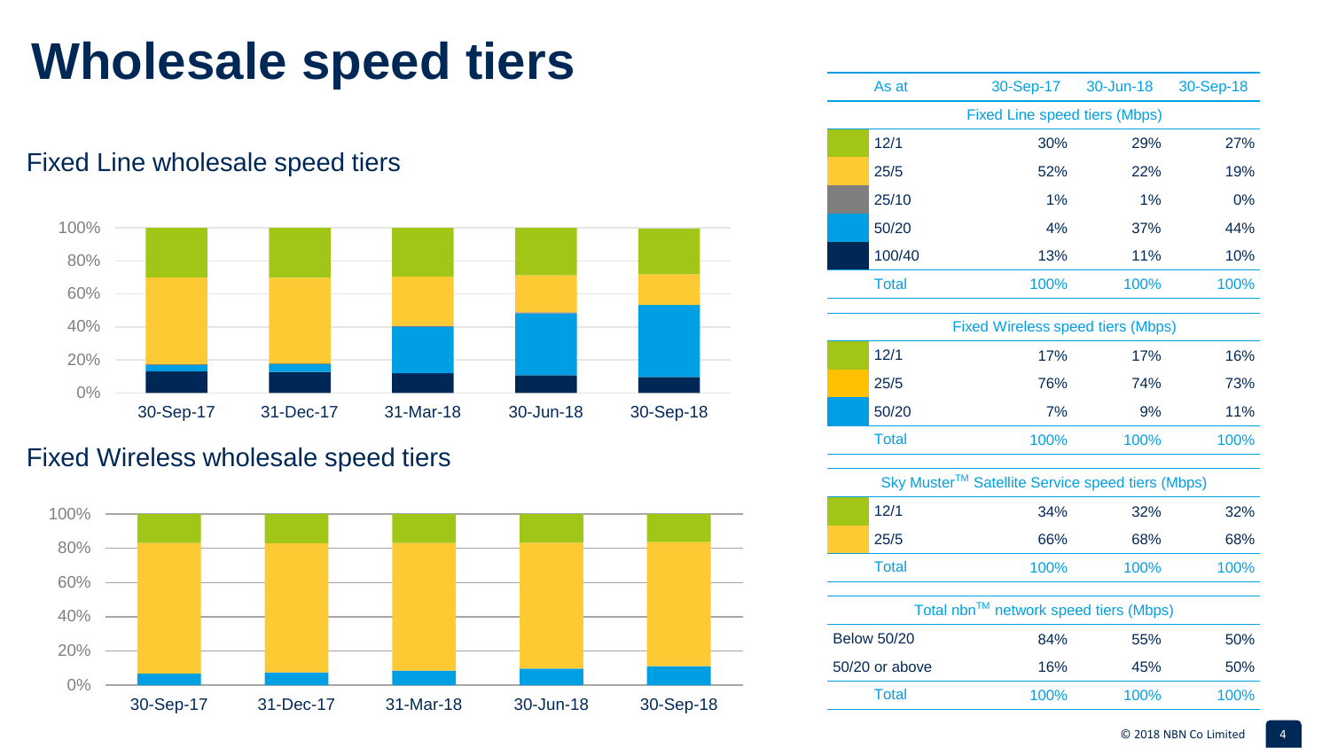# Wholesale speed tiers

## Fixed Line wholesale speed tiers

## Fixed Wireless wholesale speed tiers

| As at | 30-Sep-17 | 30-Jun-18 | 30-Sep-18 |
|---|---|---|---|
| **Fixed Line speed tiers (Mbps)** | | | |
| 12/1 | 30% | 29% | 27% |
| 25/5 | 52% | 22% | 19% |
| 25/10 | 1% | 1% | 0% |
| 50/20 | 4% | 37% | 44% |
| 100/40 | 13% | 11% | 10% |
| Total | 100% | 100% | 100% |
| **Fixed Wireless speed tiers (Mbps)** | | | |
| 12/1 | 17% | 17% | 16% |
| 25/5 | 76% | 74% | 73% |
| 50/20 | 7% | 9% | 11% |
| Total | 100% | 100% | 100% |
| **Sky Muster™ Satellite Service speed tiers (Mbps)** | | | |
| 12/1 | 34% | 32% | 32% |
| 25/5 | 66% | 68% | 68% |
| Total | 100% | 100% | 100% |
| **Total nbn™ network speed tiers (Mbps)** | | | |
| Below 50/20 | 84% | 55% | 50% |
| 50/20 or above | 16% | 45% | 50% |
| Total | 100% | 100% | 100% |

© 2018 NBN Co Limited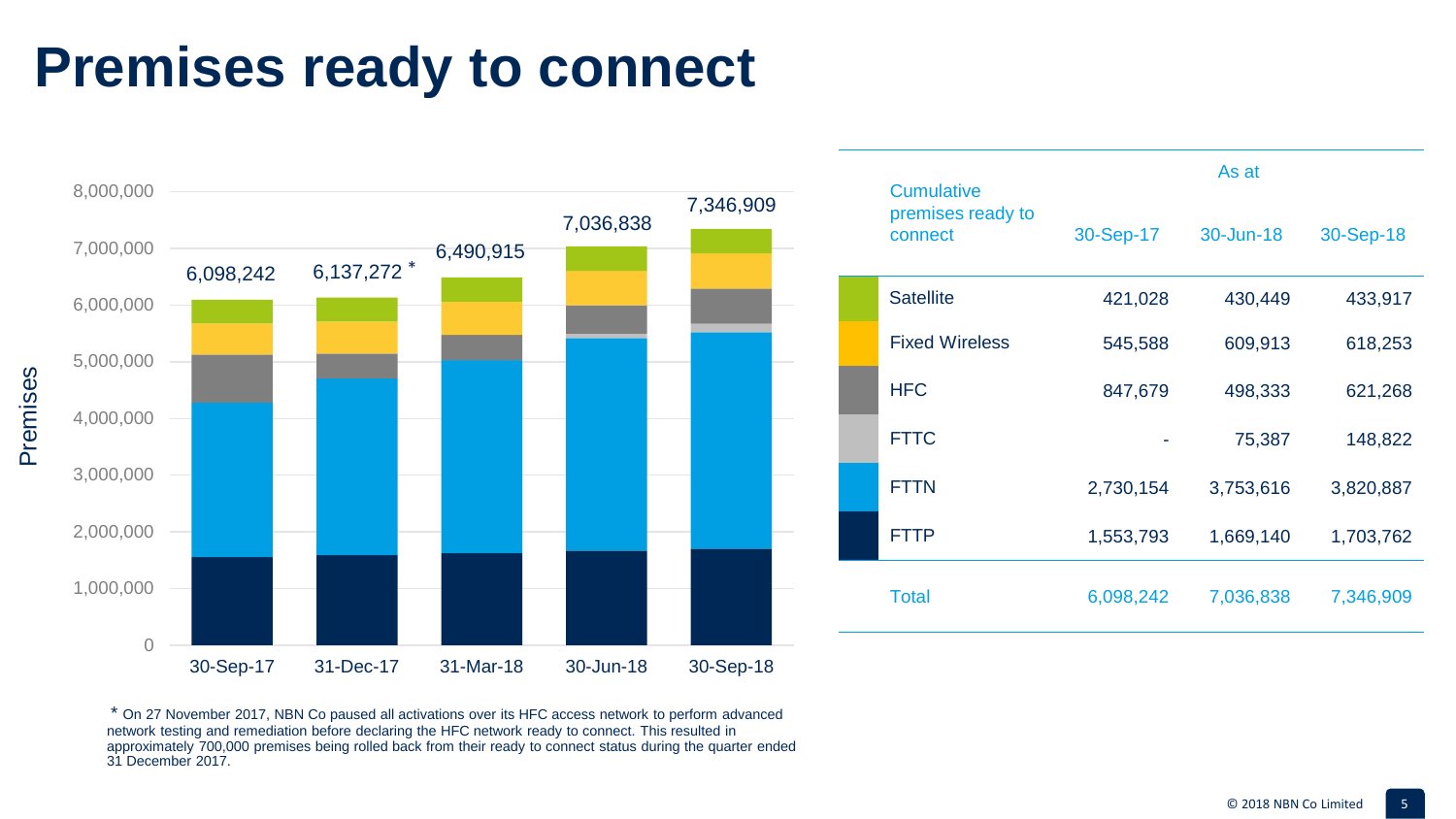# Premises ready to connect

| Premises | 30-Sep-17 | 31-Dec-17 * | 31-Mar-18 | 30-Jun-18 | 30-Sep-18 |
|---|---|---|---|---|---|
| Total | 6,098,242 | 6,137,272 | 6,490,915 | 7,036,838 | 7,346,909 |

| Cumulative premises ready to connect | As at | | |
|---|---|---|---|
| | 30-Sep-17 | 30-Jun-18 | 30-Sep-18 |
| Satellite | 421,028 | 430,449 | 433,917 |
| Fixed Wireless | 545,588 | 609,913 | 618,253 |
| HFC | 847,679 | 498,333 | 621,268 |
| FTTC | - | 75,387 | 148,822 |
| FTTN | 2,730,154 | 3,753,616 | 3,820,887 |
| FTTP | 1,553,793 | 1,669,140 | 1,703,762 |
| Total | 6,098,242 | 7,036,838 | 7,346,909 |

\* On 27 November 2017, NBN Co paused all activations over its HFC access network to perform advanced network testing and remediation before declaring the HFC network ready to connect. This resulted in approximately 700,000 premises being rolled back from their ready to connect status during the quarter ended 31 December 2017.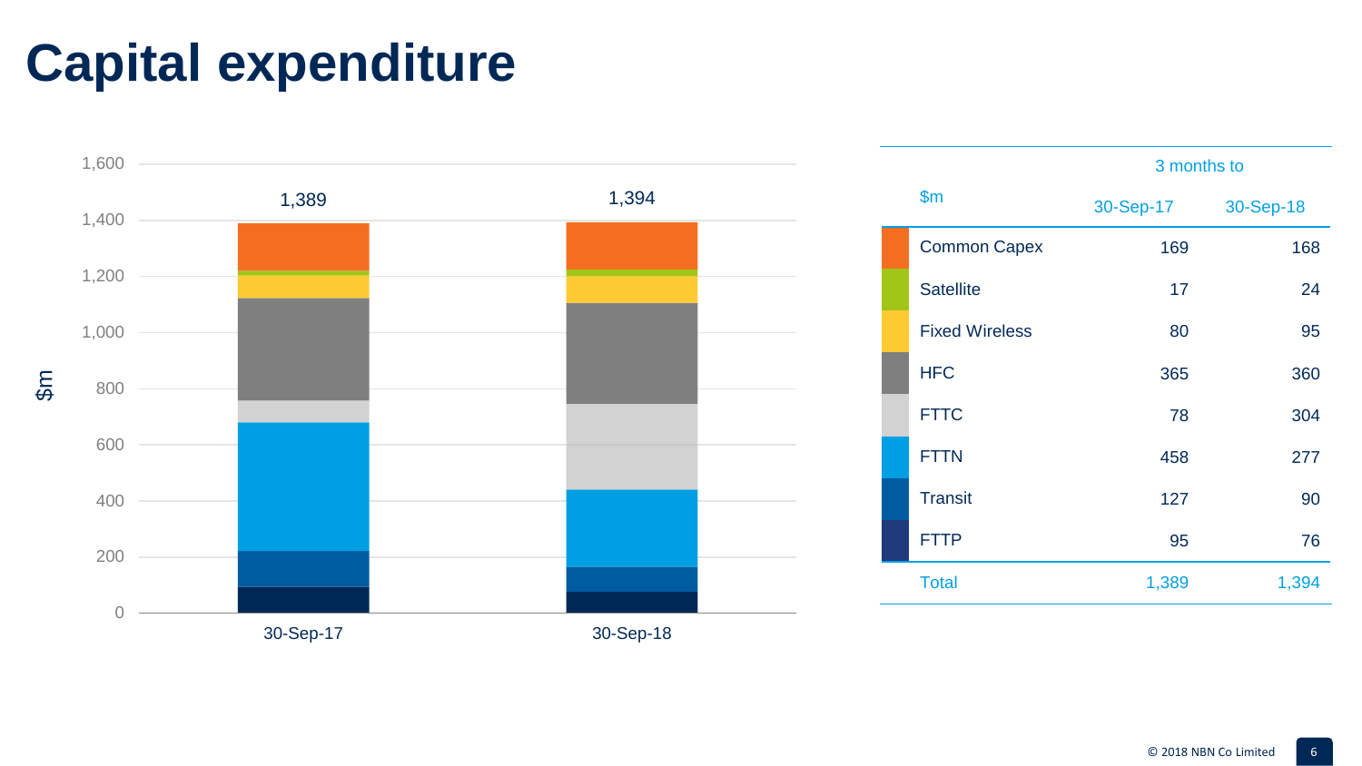# Capital expenditure

| $m | 3 months to 30-Sep-17 | 3 months to 30-Sep-18 |
|---|---|---|
| Common Capex | 169 | 168 |
| Satellite | 17 | 24 |
| Fixed Wireless | 80 | 95 |
| HFC | 365 | 360 |
| FTTC | 78 | 304 |
| FTTN | 458 | 277 |
| Transit | 127 | 90 |
| FTTP | 95 | 76 |
| Total | 1,389 | 1,394 |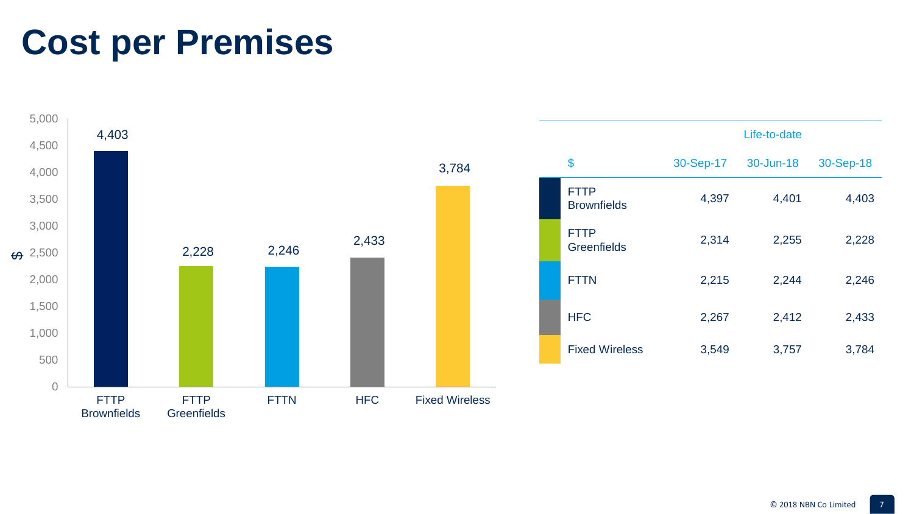# Cost per Premises

| $ | Life-to-date | | |
|---|---|---|---|
| | 30-Sep-17 | 30-Jun-18 | 30-Sep-18 |
| FTTP Brownfields | 4,397 | 4,401 | 4,403 |
| FTTP Greenfields | 2,314 | 2,255 | 2,228 |
| FTTN | 2,215 | 2,244 | 2,246 |
| HFC | 2,267 | 2,412 | 2,433 |
| Fixed Wireless | 3,549 | 3,757 | 3,784 |

© 2018 NBN Co Limited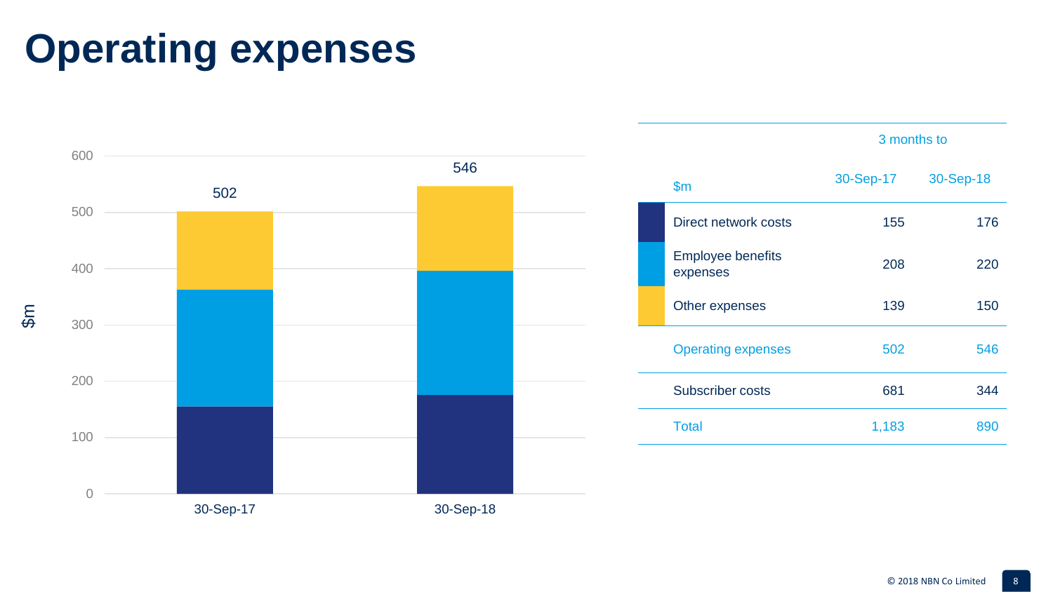# Operating expenses

| $m | 3 months to 30-Sep-17 | 3 months to 30-Sep-18 |
|---|---|---|
| Direct network costs | 155 | 176 |
| Employee benefits expenses | 208 | 220 |
| Other expenses | 139 | 150 |
| Operating expenses | 502 | 546 |
| Subscriber costs | 681 | 344 |
| Total | 1,183 | 890 |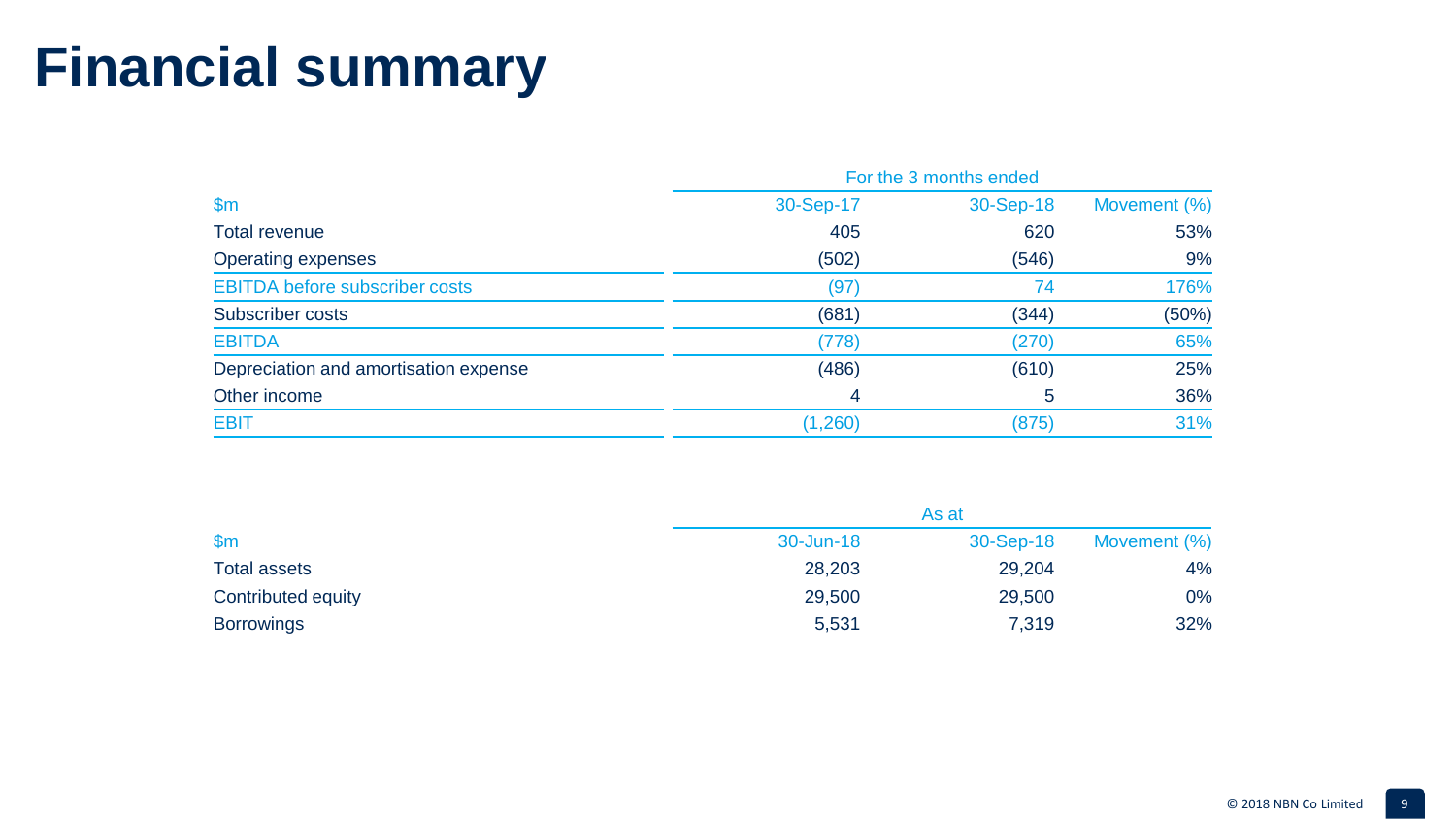# Financial summary

| $m | For the 3 months ended | | |
|---|---|---|---|
| | 30-Sep-17 | 30-Sep-18 | Movement (%) |
| Total revenue | 405 | 620 | 53% |
| Operating expenses | (502) | (546) | 9% |
| EBITDA before subscriber costs | (97) | 74 | 176% |
| Subscriber costs | (681) | (344) | (50%) |
| EBITDA | (778) | (270) | 65% |
| Depreciation and amortisation expense | (486) | (610) | 25% |
| Other income | 4 | 5 | 36% |
| EBIT | (1,260) | (875) | 31% |

| $m | As at | | |
|---|---|---|---|
| | 30-Jun-18 | 30-Sep-18 | Movement (%) |
| Total assets | 28,203 | 29,204 | 4% |
| Contributed equity | 29,500 | 29,500 | 0% |
| Borrowings | 5,531 | 7,319 | 32% |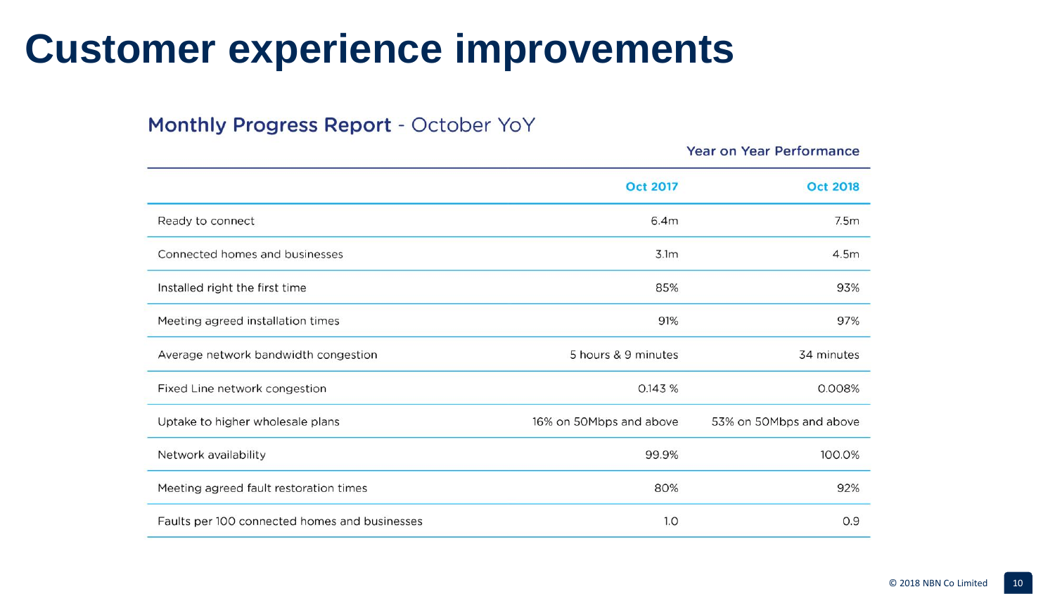# Customer experience improvements

## Monthly Progress Report - October YoY

| | Year on Year Performance | |
|---|---|---|
| | **Oct 2017** | **Oct 2018** |
| Ready to connect | 6.4m | 7.5m |
| Connected homes and businesses | 3.1m | 4.5m |
| Installed right the first time | 85% | 93% |
| Meeting agreed installation times | 91% | 97% |
| Average network bandwidth congestion | 5 hours & 9 minutes | 34 minutes |
| Fixed Line network congestion | 0.143 % | 0.008% |
| Uptake to higher wholesale plans | 16% on 50Mbps and above | 53% on 50Mbps and above |
| Network availability | 99.9% | 100.0% |
| Meeting agreed fault restoration times | 80% | 92% |
| Faults per 100 connected homes and businesses | 1.0 | 0.9 |

© 2018 NBN Co Limited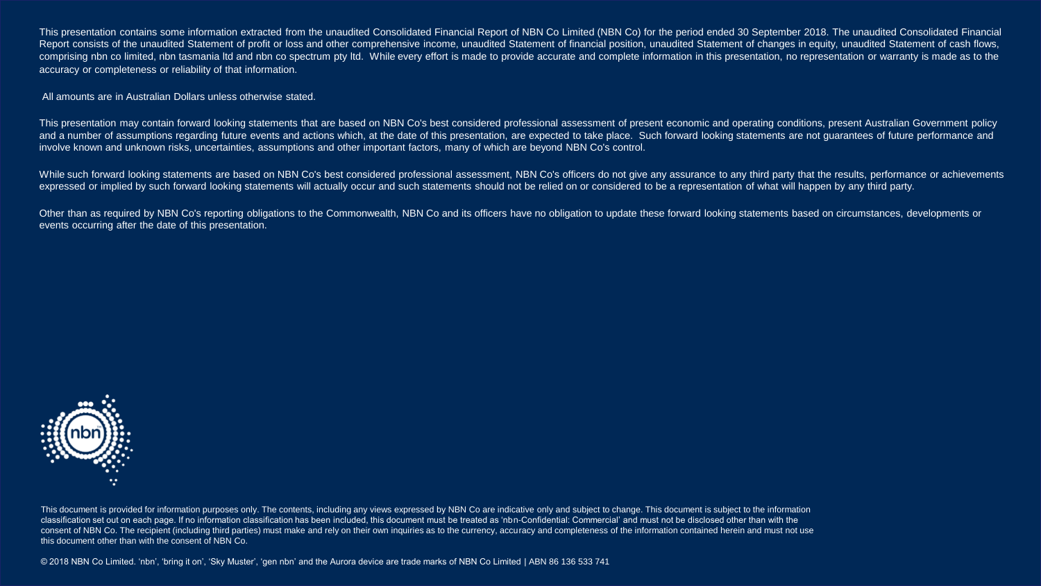This presentation contains some information extracted from the unaudited Consolidated Financial Report of NBN Co Limited (NBN Co) for the period ended 30 September 2018. The unaudited Consolidated Financial Report consists of the unaudited Statement of profit or loss and other comprehensive income, unaudited Statement of financial position, unaudited Statement of changes in equity, unaudited Statement of cash flows, comprising nbn co limited, nbn tasmania ltd and nbn co spectrum pty ltd. While every effort is made to provide accurate and complete information in this presentation, no representation or warranty is made as to the accuracy or completeness or reliability of that information.

All amounts are in Australian Dollars unless otherwise stated.

This presentation may contain forward looking statements that are based on NBN Co's best considered professional assessment of present economic and operating conditions, present Australian Government policy and a number of assumptions regarding future events and actions which, at the date of this presentation, are expected to take place. Such forward looking statements are not guarantees of future performance and involve known and unknown risks, uncertainties, assumptions and other important factors, many of which are beyond NBN Co's control.

While such forward looking statements are based on NBN Co's best considered professional assessment, NBN Co's officers do not give any assurance to any third party that the results, performance or achievements expressed or implied by such forward looking statements will actually occur and such statements should not be relied on or considered to be a representation of what will happen by any third party.

Other than as required by NBN Co's reporting obligations to the Commonwealth, NBN Co and its officers have no obligation to update these forward looking statements based on circumstances, developments or events occurring after the date of this presentation.

This document is provided for information purposes only. The contents, including any views expressed by NBN Co are indicative only and subject to change. This document is subject to the information classification set out on each page. If no information classification has been included, this document must be treated as 'nbn-Confidential: Commercial' and must not be disclosed other than with the consent of NBN Co. The recipient (including third parties) must make and rely on their own inquiries as to the currency, accuracy and completeness of the information contained herein and must not use this document other than with the consent of NBN Co.

© 2018 NBN Co Limited. 'nbn', 'bring it on', 'Sky Muster', 'gen nbn' and the Aurora device are trade marks of NBN Co Limited | ABN 86 136 533 741